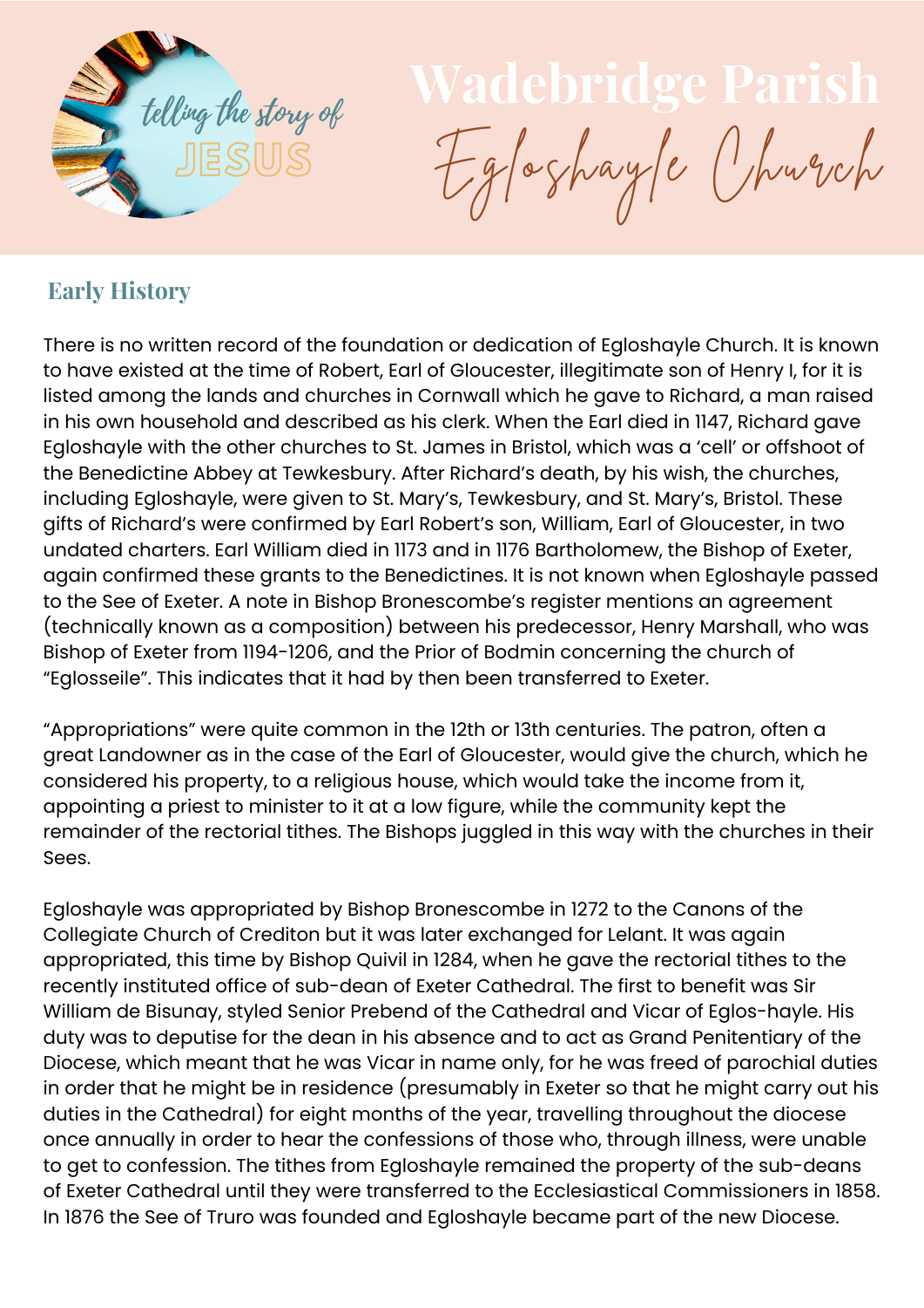telling the story of JESUS

# Wadebridge Parish

# Egloshayle Church

## Early History

There is no written record of the foundation or dedication of Egloshayle Church. It is known to have existed at the time of Robert, Earl of Gloucester, illegitimate son of Henry I, for it is listed among the lands and churches in Cornwall which he gave to Richard, a man raised in his own household and described as his clerk. When the Earl died in 1147, Richard gave Egloshayle with the other churches to St. James in Bristol, which was a 'cell' or offshoot of the Benedictine Abbey at Tewkesbury. After Richard's death, by his wish, the churches, including Egloshayle, were given to St. Mary's, Tewkesbury, and St. Mary's, Bristol. These gifts of Richard's were confirmed by Earl Robert's son, William, Earl of Gloucester, in two undated charters. Earl William died in 1173 and in 1176 Bartholomew, the Bishop of Exeter, again confirmed these grants to the Benedictines. It is not known when Egloshayle passed to the See of Exeter. A note in Bishop Bronescombe's register mentions an agreement (technically known as a composition) between his predecessor, Henry Marshall, who was Bishop of Exeter from 1194-1206, and the Prior of Bodmin concerning the church of "Eglosseile". This indicates that it had by then been transferred to Exeter.

"Appropriations" were quite common in the 12th or 13th centuries. The patron, often a great Landowner as in the case of the Earl of Gloucester, would give the church, which he considered his property, to a religious house, which would take the income from it, appointing a priest to minister to it at a low figure, while the community kept the remainder of the rectorial tithes. The Bishops juggled in this way with the churches in their Sees.

Egloshayle was appropriated by Bishop Bronescombe in 1272 to the Canons of the Collegiate Church of Crediton but it was later exchanged for Lelant. It was again appropriated, this time by Bishop Quivil in 1284, when he gave the rectorial tithes to the recently instituted office of sub-dean of Exeter Cathedral. The first to benefit was Sir William de Bisunay, styled Senior Prebend of the Cathedral and Vicar of Eglos-hayle. His duty was to deputise for the dean in his absence and to act as Grand Penitentiary of the Diocese, which meant that he was Vicar in name only, for he was freed of parochial duties in order that he might be in residence (presumably in Exeter so that he might carry out his duties in the Cathedral) for eight months of the year, travelling throughout the diocese once annually in order to hear the confessions of those who, through illness, were unable to get to confession. The tithes from Egloshayle remained the property of the sub-deans of Exeter Cathedral until they were transferred to the Ecclesiastical Commissioners in 1858. In 1876 the See of Truro was founded and Egloshayle became part of the new Diocese.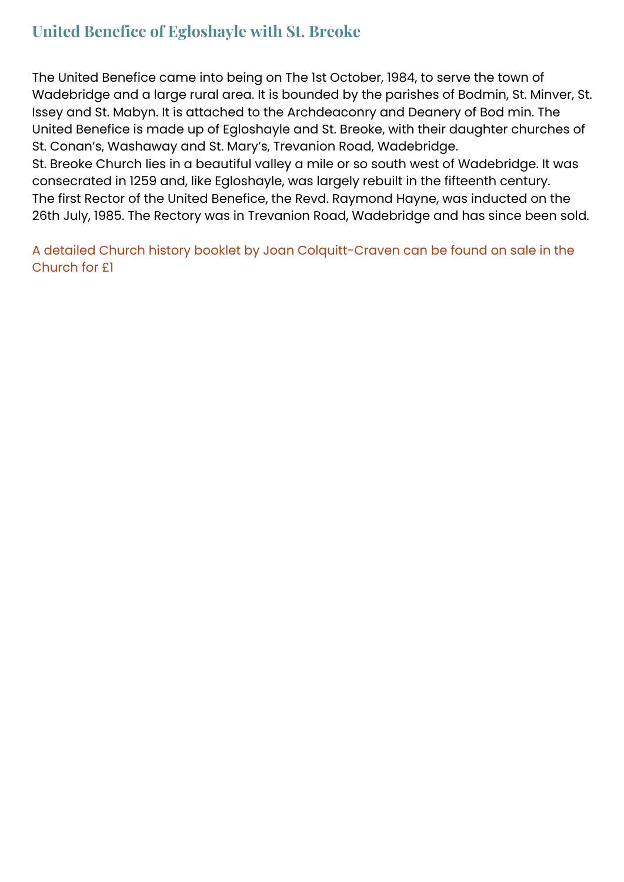## United Benefice of Egloshayle with St. Breoke

The United Benefice came into being on The 1st October, 1984, to serve the town of Wadebridge and a large rural area. It is bounded by the parishes of Bodmin, St. Minver, St. Issey and St. Mabyn. It is attached to the Archdeaconry and Deanery of Bod min. The United Benefice is made up of Egloshayle and St. Breoke, with their daughter churches of St. Conan's, Washaway and St. Mary's, Trevanion Road, Wadebridge.
St. Breoke Church lies in a beautiful valley a mile or so south west of Wadebridge. It was consecrated in 1259 and, like Egloshayle, was largely rebuilt in the fifteenth century.
The first Rector of the United Benefice, the Revd. Raymond Hayne, was inducted on the 26th July, 1985. The Rectory was in Trevanion Road, Wadebridge and has since been sold.

A detailed Church history booklet by Joan Colquitt-Craven can be found on sale in the Church for £1